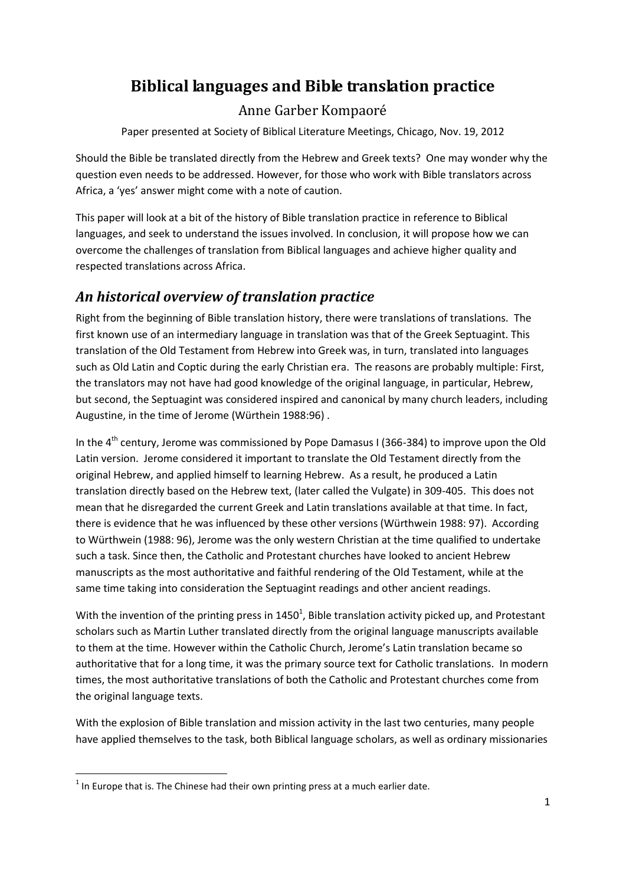# Biblical languages and Bible translation practice

Anne Garber Kompaoré

Paper presented at Society of Biblical Literature Meetings, Chicago, Nov. 19, 2012

Should the Bible be translated directly from the Hebrew and Greek texts? One may wonder why the question even needs to be addressed. However, for those who work with Bible translators across Africa, a 'yes' answer might come with a note of caution.

This paper will look at a bit of the history of Bible translation practice in reference to Biblical languages, and seek to understand the issues involved. In conclusion, it will propose how we can overcome the challenges of translation from Biblical languages and achieve higher quality and respected translations across Africa.

## *An historical overview of translation practice*

Right from the beginning of Bible translation history, there were translations of translations. The first known use of an intermediary language in translation was that of the Greek Septuagint. This translation of the Old Testament from Hebrew into Greek was, in turn, translated into languages such as Old Latin and Coptic during the early Christian era. The reasons are probably multiple: First, the translators may not have had good knowledge of the original language, in particular, Hebrew, but second, the Septuagint was considered inspired and canonical by many church leaders, including Augustine, in the time of Jerome (Würthein 1988:96) .

In the 4th century, Jerome was commissioned by Pope Damasus I (366-384) to improve upon the Old Latin version. Jerome considered it important to translate the Old Testament directly from the original Hebrew, and applied himself to learning Hebrew. As a result, he produced a Latin translation directly based on the Hebrew text, (later called the Vulgate) in 309-405. This does not mean that he disregarded the current Greek and Latin translations available at that time. In fact, there is evidence that he was influenced by these other versions (Würthwein 1988: 97). According to Würthwein (1988: 96), Jerome was the only western Christian at the time qualified to undertake such a task. Since then, the Catholic and Protestant churches have looked to ancient Hebrew manuscripts as the most authoritative and faithful rendering of the Old Testament, while at the same time taking into consideration the Septuagint readings and other ancient readings.

With the invention of the printing press in 1450[1], Bible translation activity picked up, and Protestant scholars such as Martin Luther translated directly from the original language manuscripts available to them at the time. However within the Catholic Church, Jerome's Latin translation became so authoritative that for a long time, it was the primary source text for Catholic translations. In modern times, the most authoritative translations of both the Catholic and Protestant churches come from the original language texts.

With the explosion of Bible translation and mission activity in the last two centuries, many people have applied themselves to the task, both Biblical language scholars, as well as ordinary missionaries

[1] In Europe that is. The Chinese had their own printing press at a much earlier date.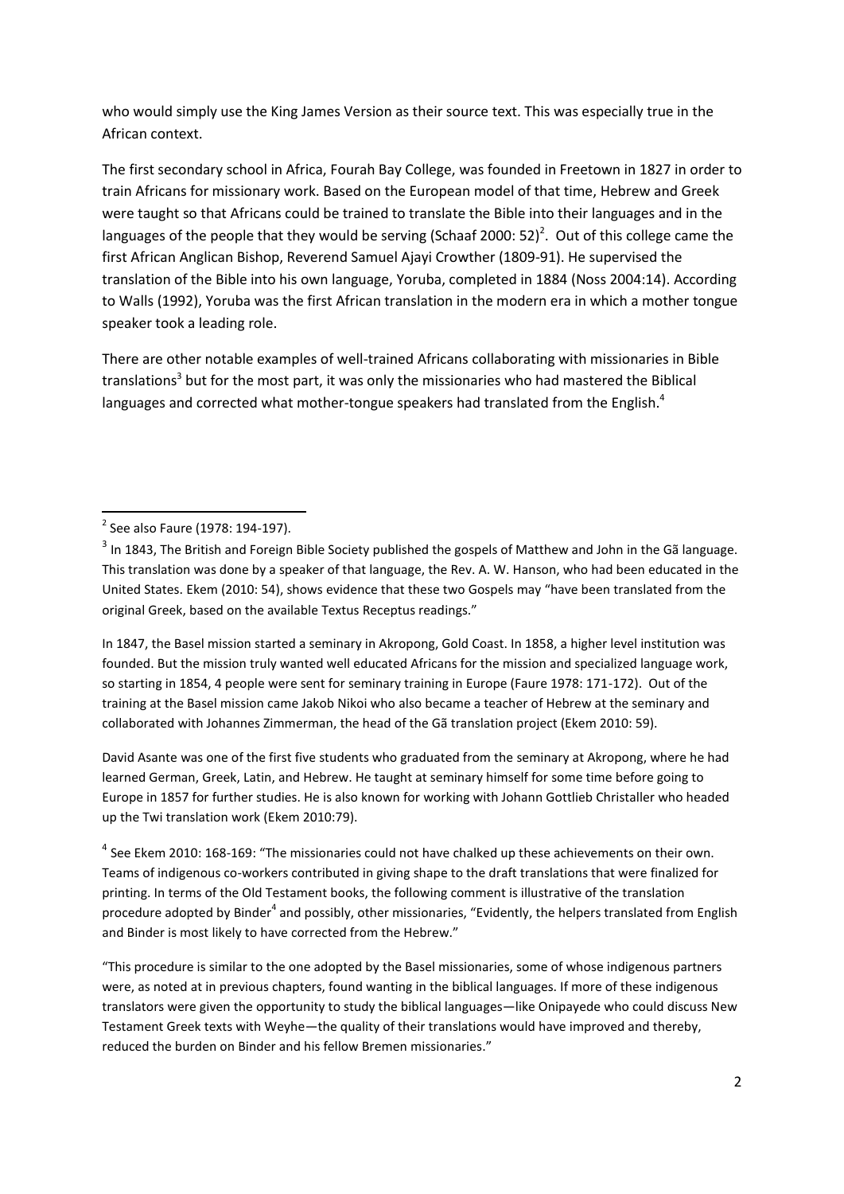who would simply use the King James Version as their source text. This was especially true in the African context.

The first secondary school in Africa, Fourah Bay College, was founded in Freetown in 1827 in order to train Africans for missionary work. Based on the European model of that time, Hebrew and Greek were taught so that Africans could be trained to translate the Bible into their languages and in the languages of the people that they would be serving (Schaaf 2000: 52)[2]. Out of this college came the first African Anglican Bishop, Reverend Samuel Ajayi Crowther (1809-91). He supervised the translation of the Bible into his own language, Yoruba, completed in 1884 (Noss 2004:14). According to Walls (1992), Yoruba was the first African translation in the modern era in which a mother tongue speaker took a leading role.

There are other notable examples of well-trained Africans collaborating with missionaries in Bible translations[3] but for the most part, it was only the missionaries who had mastered the Biblical languages and corrected what mother-tongue speakers had translated from the English.[4]

---

[2] See also Faure (1978: 194-197).

[3] In 1843, The British and Foreign Bible Society published the gospels of Matthew and John in the Gã language. This translation was done by a speaker of that language, the Rev. A. W. Hanson, who had been educated in the United States. Ekem (2010: 54), shows evidence that these two Gospels may "have been translated from the original Greek, based on the available Textus Receptus readings."

In 1847, the Basel mission started a seminary in Akropong, Gold Coast. In 1858, a higher level institution was founded. But the mission truly wanted well educated Africans for the mission and specialized language work, so starting in 1854, 4 people were sent for seminary training in Europe (Faure 1978: 171-172). Out of the training at the Basel mission came Jakob Nikoi who also became a teacher of Hebrew at the seminary and collaborated with Johannes Zimmerman, the head of the Gã translation project (Ekem 2010: 59).

David Asante was one of the first five students who graduated from the seminary at Akropong, where he had learned German, Greek, Latin, and Hebrew. He taught at seminary himself for some time before going to Europe in 1857 for further studies. He is also known for working with Johann Gottlieb Christaller who headed up the Twi translation work (Ekem 2010:79).

[4] See Ekem 2010: 168-169: "The missionaries could not have chalked up these achievements on their own. Teams of indigenous co-workers contributed in giving shape to the draft translations that were finalized for printing. In terms of the Old Testament books, the following comment is illustrative of the translation procedure adopted by Binder[4] and possibly, other missionaries, "Evidently, the helpers translated from English and Binder is most likely to have corrected from the Hebrew."

"This procedure is similar to the one adopted by the Basel missionaries, some of whose indigenous partners were, as noted at in previous chapters, found wanting in the biblical languages. If more of these indigenous translators were given the opportunity to study the biblical languages—like Onipayede who could discuss New Testament Greek texts with Weyhe—the quality of their translations would have improved and thereby, reduced the burden on Binder and his fellow Bremen missionaries."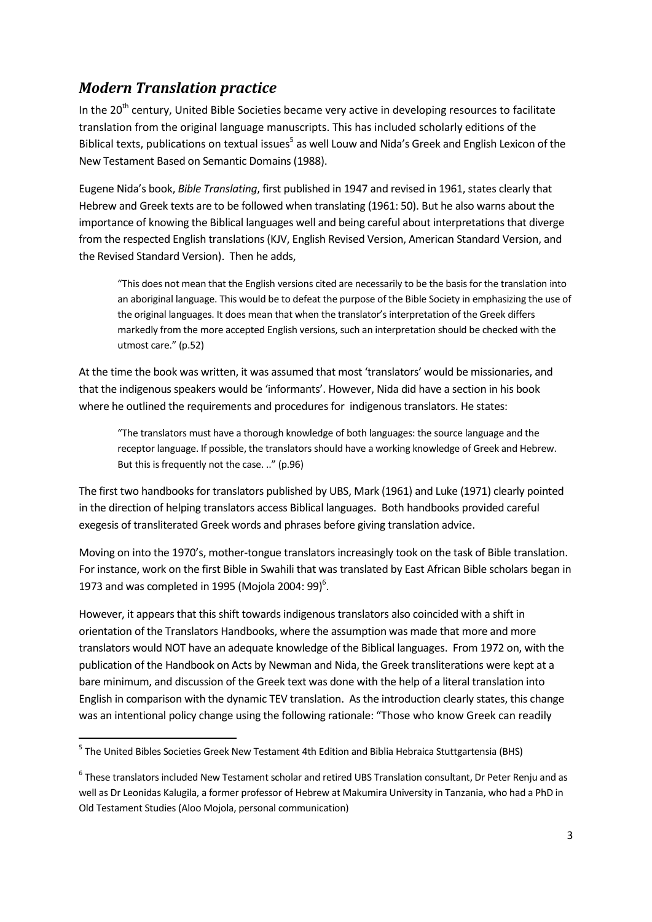## *Modern Translation practice*

In the 20th century, United Bible Societies became very active in developing resources to facilitate translation from the original language manuscripts. This has included scholarly editions of the Biblical texts, publications on textual issues[5] as well Louw and Nida's Greek and English Lexicon of the New Testament Based on Semantic Domains (1988).

Eugene Nida's book, *Bible Translating*, first published in 1947 and revised in 1961, states clearly that Hebrew and Greek texts are to be followed when translating (1961: 50). But he also warns about the importance of knowing the Biblical languages well and being careful about interpretations that diverge from the respected English translations (KJV, English Revised Version, American Standard Version, and the Revised Standard Version). Then he adds,

> "This does not mean that the English versions cited are necessarily to be the basis for the translation into an aboriginal language. This would be to defeat the purpose of the Bible Society in emphasizing the use of the original languages. It does mean that when the translator's interpretation of the Greek differs markedly from the more accepted English versions, such an interpretation should be checked with the utmost care." (p.52)

At the time the book was written, it was assumed that most 'translators' would be missionaries, and that the indigenous speakers would be 'informants'. However, Nida did have a section in his book where he outlined the requirements and procedures for indigenous translators. He states:

> "The translators must have a thorough knowledge of both languages: the source language and the receptor language. If possible, the translators should have a working knowledge of Greek and Hebrew. But this is frequently not the case. .." (p.96)

The first two handbooks for translators published by UBS, Mark (1961) and Luke (1971) clearly pointed in the direction of helping translators access Biblical languages. Both handbooks provided careful exegesis of transliterated Greek words and phrases before giving translation advice.

Moving on into the 1970's, mother-tongue translators increasingly took on the task of Bible translation. For instance, work on the first Bible in Swahili that was translated by East African Bible scholars began in 1973 and was completed in 1995 (Mojola 2004: 99)[6].

However, it appears that this shift towards indigenous translators also coincided with a shift in orientation of the Translators Handbooks, where the assumption was made that more and more translators would NOT have an adequate knowledge of the Biblical languages. From 1972 on, with the publication of the Handbook on Acts by Newman and Nida, the Greek transliterations were kept at a bare minimum, and discussion of the Greek text was done with the help of a literal translation into English in comparison with the dynamic TEV translation. As the introduction clearly states, this change was an intentional policy change using the following rationale: "Those who know Greek can readily

---

[5] The United Bibles Societies Greek New Testament 4th Edition and Biblia Hebraica Stuttgartensia (BHS)

[6] These translators included New Testament scholar and retired UBS Translation consultant, Dr Peter Renju and as well as Dr Leonidas Kalugila, a former professor of Hebrew at Makumira University in Tanzania, who had a PhD in Old Testament Studies (Aloo Mojola, personal communication)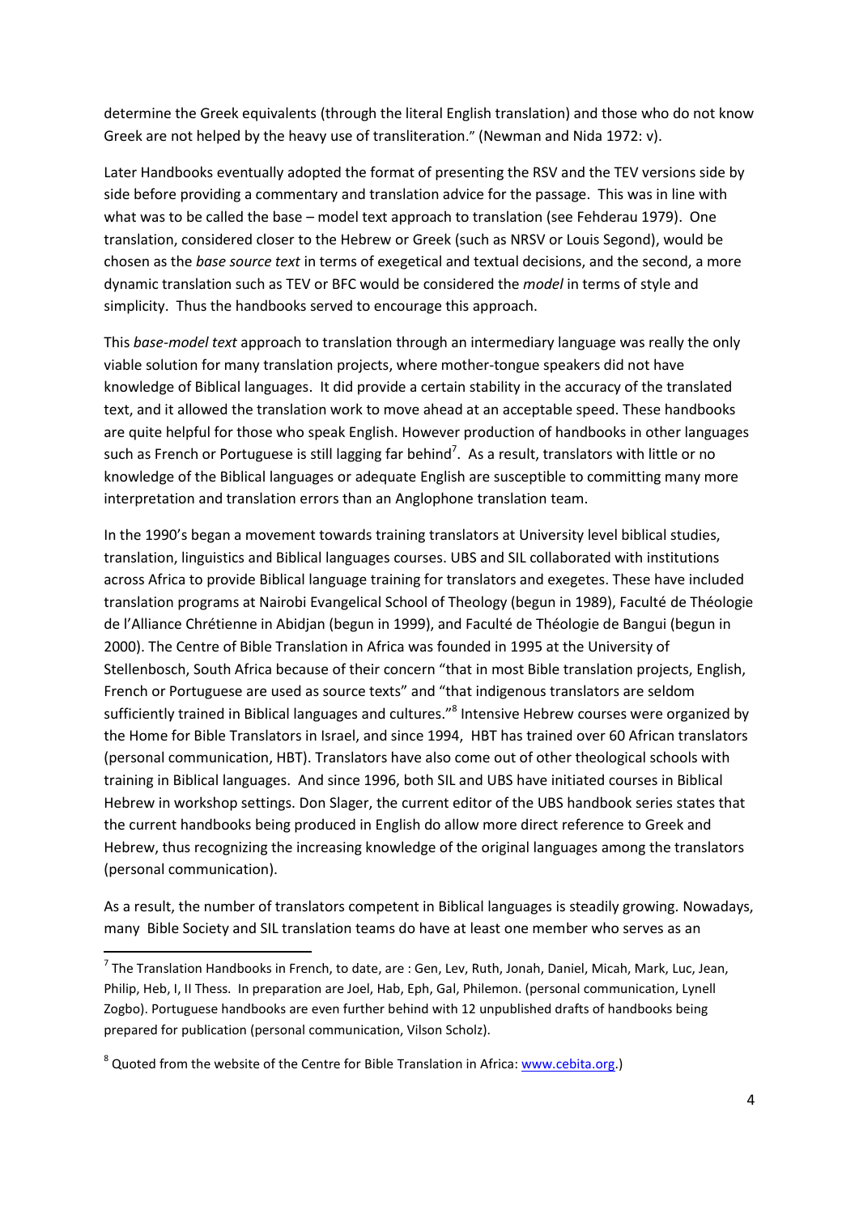determine the Greek equivalents (through the literal English translation) and those who do not know Greek are not helped by the heavy use of transliteration." (Newman and Nida 1972: v).

Later Handbooks eventually adopted the format of presenting the RSV and the TEV versions side by side before providing a commentary and translation advice for the passage. This was in line with what was to be called the base – model text approach to translation (see Fehderau 1979). One translation, considered closer to the Hebrew or Greek (such as NRSV or Louis Segond), would be chosen as the *base source text* in terms of exegetical and textual decisions, and the second, a more dynamic translation such as TEV or BFC would be considered the *model* in terms of style and simplicity. Thus the handbooks served to encourage this approach.

This *base-model text* approach to translation through an intermediary language was really the only viable solution for many translation projects, where mother-tongue speakers did not have knowledge of Biblical languages. It did provide a certain stability in the accuracy of the translated text, and it allowed the translation work to move ahead at an acceptable speed. These handbooks are quite helpful for those who speak English. However production of handbooks in other languages such as French or Portuguese is still lagging far behind[7]. As a result, translators with little or no knowledge of the Biblical languages or adequate English are susceptible to committing many more interpretation and translation errors than an Anglophone translation team.

In the 1990's began a movement towards training translators at University level biblical studies, translation, linguistics and Biblical languages courses. UBS and SIL collaborated with institutions across Africa to provide Biblical language training for translators and exegetes. These have included translation programs at Nairobi Evangelical School of Theology (begun in 1989), Faculté de Théologie de l'Alliance Chrétienne in Abidjan (begun in 1999), and Faculté de Théologie de Bangui (begun in 2000). The Centre of Bible Translation in Africa was founded in 1995 at the University of Stellenbosch, South Africa because of their concern "that in most Bible translation projects, English, French or Portuguese are used as source texts" and "that indigenous translators are seldom sufficiently trained in Biblical languages and cultures."[8] Intensive Hebrew courses were organized by the Home for Bible Translators in Israel, and since 1994, HBT has trained over 60 African translators (personal communication, HBT). Translators have also come out of other theological schools with training in Biblical languages. And since 1996, both SIL and UBS have initiated courses in Biblical Hebrew in workshop settings. Don Slager, the current editor of the UBS handbook series states that the current handbooks being produced in English do allow more direct reference to Greek and Hebrew, thus recognizing the increasing knowledge of the original languages among the translators (personal communication).

As a result, the number of translators competent in Biblical languages is steadily growing. Nowadays, many Bible Society and SIL translation teams do have at least one member who serves as an

---

[7] The Translation Handbooks in French, to date, are : Gen, Lev, Ruth, Jonah, Daniel, Micah, Mark, Luc, Jean, Philip, Heb, I, II Thess. In preparation are Joel, Hab, Eph, Gal, Philemon. (personal communication, Lynell Zogbo). Portuguese handbooks are even further behind with 12 unpublished drafts of handbooks being prepared for publication (personal communication, Vilson Scholz).

[8] Quoted from the website of the Centre for Bible Translation in Africa: www.cebita.org.)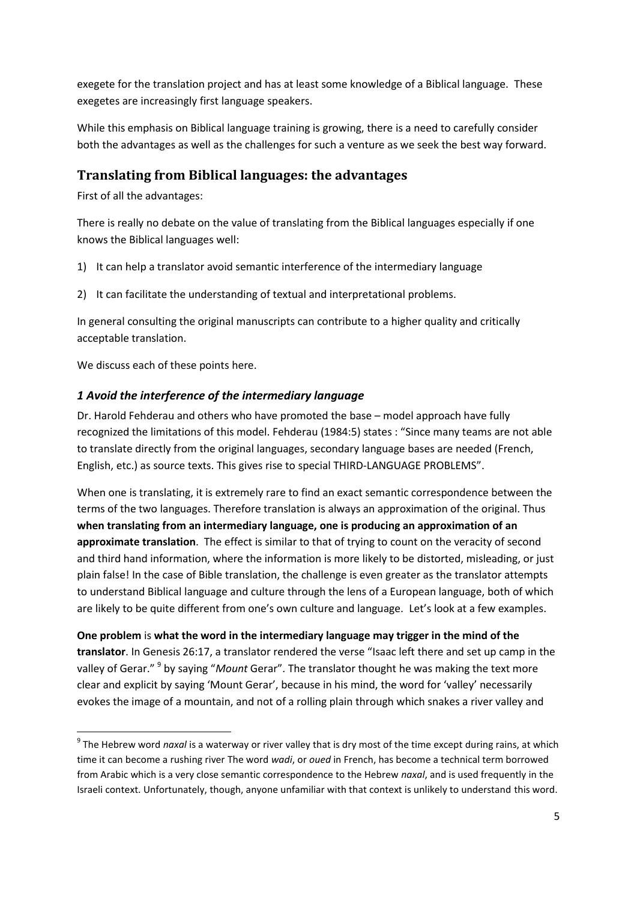exegete for the translation project and has at least some knowledge of a Biblical language. These exegetes are increasingly first language speakers.

While this emphasis on Biblical language training is growing, there is a need to carefully consider both the advantages as well as the challenges for such a venture as we seek the best way forward.

## Translating from Biblical languages: the advantages

First of all the advantages:

There is really no debate on the value of translating from the Biblical languages especially if one knows the Biblical languages well:

1) It can help a translator avoid semantic interference of the intermediary language
2) It can facilitate the understanding of textual and interpretational problems.

In general consulting the original manuscripts can contribute to a higher quality and critically acceptable translation.

We discuss each of these points here.

### *1 Avoid the interference of the intermediary language*

Dr. Harold Fehderau and others who have promoted the base – model approach have fully recognized the limitations of this model. Fehderau (1984:5) states : "Since many teams are not able to translate directly from the original languages, secondary language bases are needed (French, English, etc.) as source texts. This gives rise to special THIRD-LANGUAGE PROBLEMS".

When one is translating, it is extremely rare to find an exact semantic correspondence between the terms of the two languages. Therefore translation is always an approximation of the original. Thus **when translating from an intermediary language, one is producing an approximation of an approximate translation**. The effect is similar to that of trying to count on the veracity of second and third hand information, where the information is more likely to be distorted, misleading, or just plain false! In the case of Bible translation, the challenge is even greater as the translator attempts to understand Biblical language and culture through the lens of a European language, both of which are likely to be quite different from one's own culture and language. Let's look at a few examples.

**One problem** is **what the word in the intermediary language may trigger in the mind of the translator**. In Genesis 26:17, a translator rendered the verse "Isaac left there and set up camp in the valley of Gerar." [9] by saying "*Mount* Gerar". The translator thought he was making the text more clear and explicit by saying 'Mount Gerar', because in his mind, the word for 'valley' necessarily evokes the image of a mountain, and not of a rolling plain through which snakes a river valley and

---

[9] The Hebrew word *naxal* is a waterway or river valley that is dry most of the time except during rains, at which time it can become a rushing river The word *wadi*, or *oued* in French, has become a technical term borrowed from Arabic which is a very close semantic correspondence to the Hebrew *naxal*, and is used frequently in the Israeli context. Unfortunately, though, anyone unfamiliar with that context is unlikely to understand this word.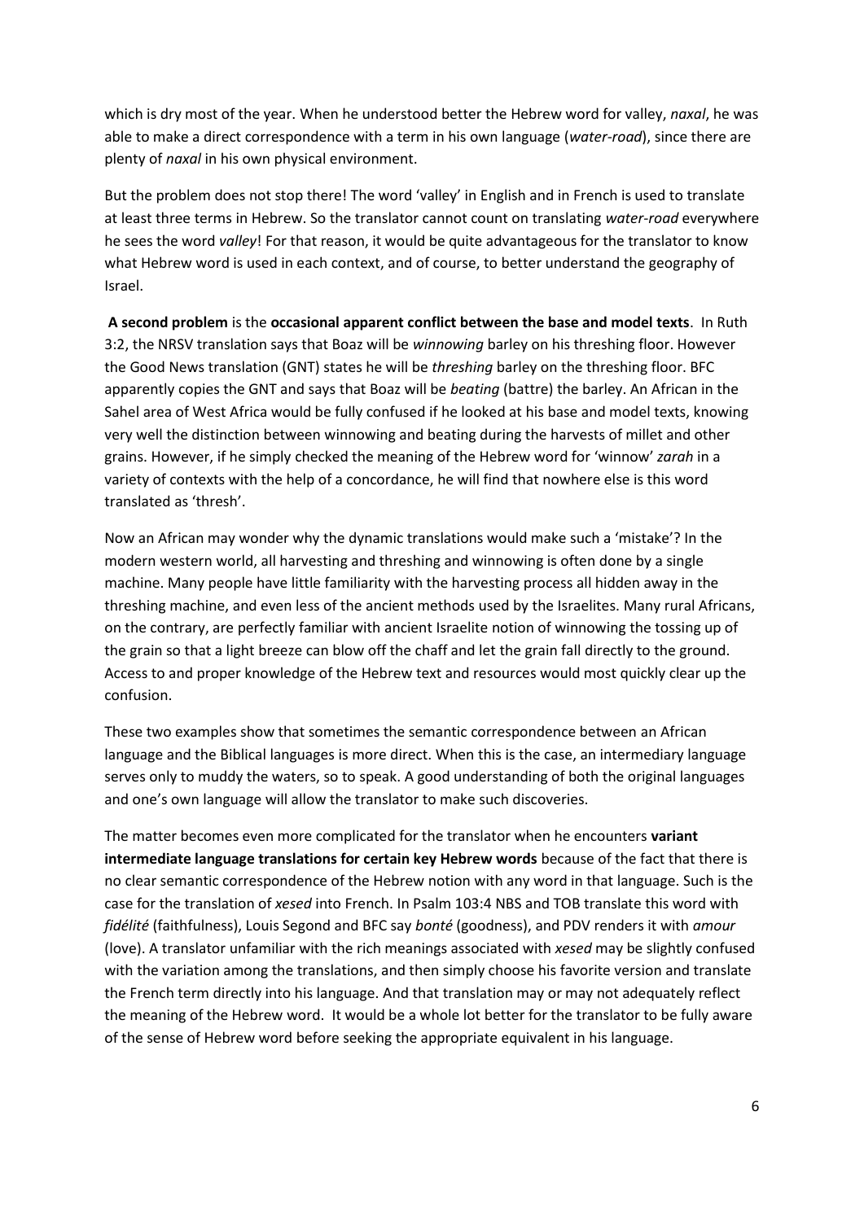which is dry most of the year. When he understood better the Hebrew word for valley, *naxal*, he was able to make a direct correspondence with a term in his own language (*water-road*), since there are plenty of *naxal* in his own physical environment.

But the problem does not stop there! The word 'valley' in English and in French is used to translate at least three terms in Hebrew. So the translator cannot count on translating *water-road* everywhere he sees the word *valley*! For that reason, it would be quite advantageous for the translator to know what Hebrew word is used in each context, and of course, to better understand the geography of Israel.

**A second problem** is the **occasional apparent conflict between the base and model texts**. In Ruth 3:2, the NRSV translation says that Boaz will be *winnowing* barley on his threshing floor. However the Good News translation (GNT) states he will be *threshing* barley on the threshing floor. BFC apparently copies the GNT and says that Boaz will be *beating* (battre) the barley. An African in the Sahel area of West Africa would be fully confused if he looked at his base and model texts, knowing very well the distinction between winnowing and beating during the harvests of millet and other grains. However, if he simply checked the meaning of the Hebrew word for 'winnow' *zarah* in a variety of contexts with the help of a concordance, he will find that nowhere else is this word translated as 'thresh'.

Now an African may wonder why the dynamic translations would make such a 'mistake'? In the modern western world, all harvesting and threshing and winnowing is often done by a single machine. Many people have little familiarity with the harvesting process all hidden away in the threshing machine, and even less of the ancient methods used by the Israelites. Many rural Africans, on the contrary, are perfectly familiar with ancient Israelite notion of winnowing the tossing up of the grain so that a light breeze can blow off the chaff and let the grain fall directly to the ground. Access to and proper knowledge of the Hebrew text and resources would most quickly clear up the confusion.

These two examples show that sometimes the semantic correspondence between an African language and the Biblical languages is more direct. When this is the case, an intermediary language serves only to muddy the waters, so to speak. A good understanding of both the original languages and one's own language will allow the translator to make such discoveries.

The matter becomes even more complicated for the translator when he encounters **variant intermediate language translations for certain key Hebrew words** because of the fact that there is no clear semantic correspondence of the Hebrew notion with any word in that language. Such is the case for the translation of *xesed* into French. In Psalm 103:4 NBS and TOB translate this word with *fidélité* (faithfulness), Louis Segond and BFC say *bonté* (goodness), and PDV renders it with *amour* (love). A translator unfamiliar with the rich meanings associated with *xesed* may be slightly confused with the variation among the translations, and then simply choose his favorite version and translate the French term directly into his language. And that translation may or may not adequately reflect the meaning of the Hebrew word. It would be a whole lot better for the translator to be fully aware of the sense of Hebrew word before seeking the appropriate equivalent in his language.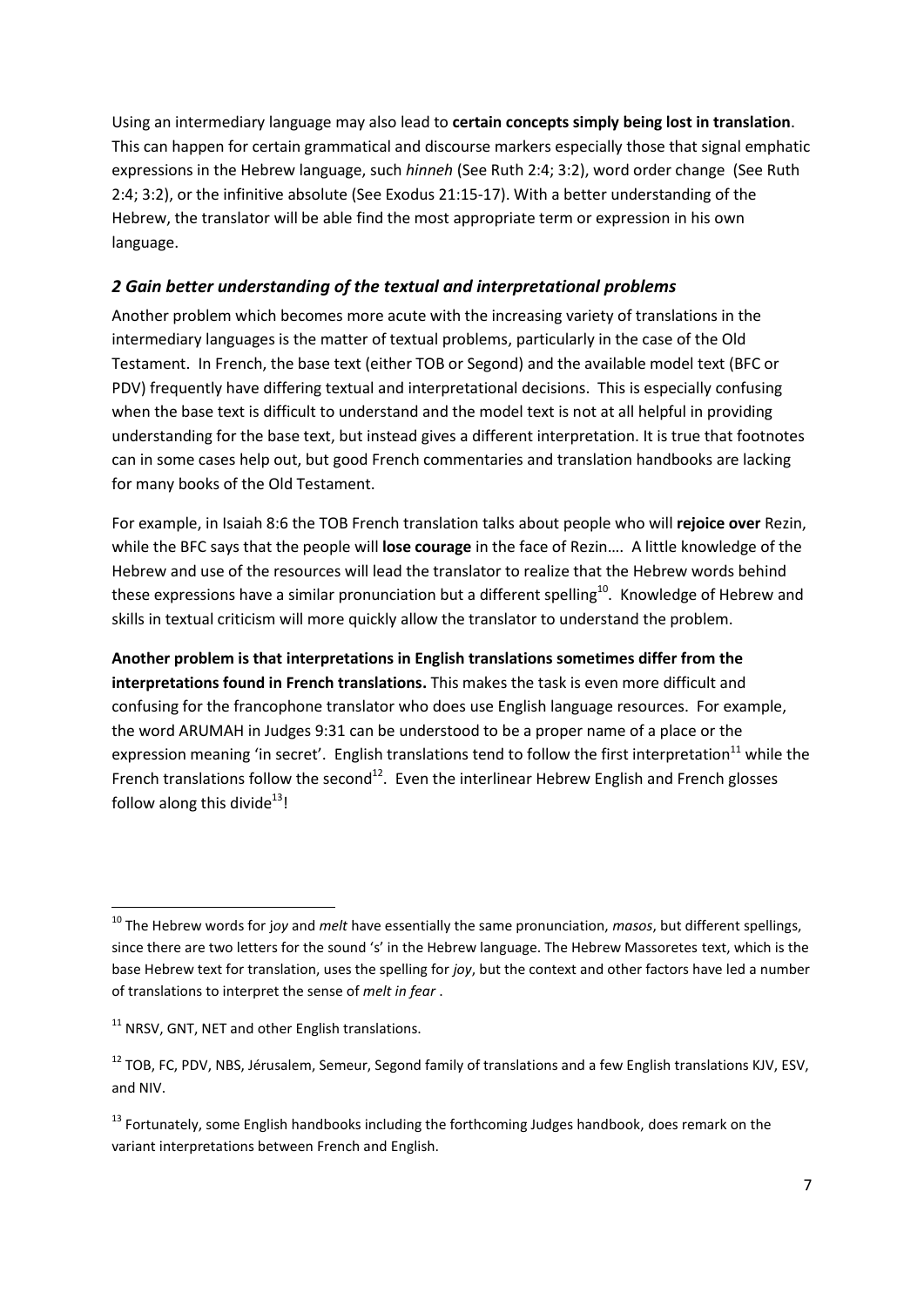Using an intermediary language may also lead to **certain concepts simply being lost in translation**. This can happen for certain grammatical and discourse markers especially those that signal emphatic expressions in the Hebrew language, such *hinneh* (See Ruth 2:4; 3:2), word order change (See Ruth 2:4; 3:2), or the infinitive absolute (See Exodus 21:15-17). With a better understanding of the Hebrew, the translator will be able find the most appropriate term or expression in his own language.

### *2 Gain better understanding of the textual and interpretational problems*

Another problem which becomes more acute with the increasing variety of translations in the intermediary languages is the matter of textual problems, particularly in the case of the Old Testament. In French, the base text (either TOB or Segond) and the available model text (BFC or PDV) frequently have differing textual and interpretational decisions. This is especially confusing when the base text is difficult to understand and the model text is not at all helpful in providing understanding for the base text, but instead gives a different interpretation. It is true that footnotes can in some cases help out, but good French commentaries and translation handbooks are lacking for many books of the Old Testament.

For example, in Isaiah 8:6 the TOB French translation talks about people who will **rejoice over** Rezin, while the BFC says that the people will **lose courage** in the face of Rezin…. A little knowledge of the Hebrew and use of the resources will lead the translator to realize that the Hebrew words behind these expressions have a similar pronunciation but a different spelling[10]. Knowledge of Hebrew and skills in textual criticism will more quickly allow the translator to understand the problem.

**Another problem is that interpretations in English translations sometimes differ from the interpretations found in French translations.** This makes the task is even more difficult and confusing for the francophone translator who does use English language resources. For example, the word ARUMAH in Judges 9:31 can be understood to be a proper name of a place or the expression meaning 'in secret'. English translations tend to follow the first interpretation[11] while the French translations follow the second[12]. Even the interlinear Hebrew English and French glosses follow along this divide[13]!

---

[10] The Hebrew words for j*oy* and *melt* have essentially the same pronunciation, *masos*, but different spellings, since there are two letters for the sound 's' in the Hebrew language. The Hebrew Massoretes text, which is the base Hebrew text for translation, uses the spelling for *joy*, but the context and other factors have led a number of translations to interpret the sense of *melt in fear* .

[11] NRSV, GNT, NET and other English translations.

[12] TOB, FC, PDV, NBS, Jérusalem, Semeur, Segond family of translations and a few English translations KJV, ESV, and NIV.

[13] Fortunately, some English handbooks including the forthcoming Judges handbook, does remark on the variant interpretations between French and English.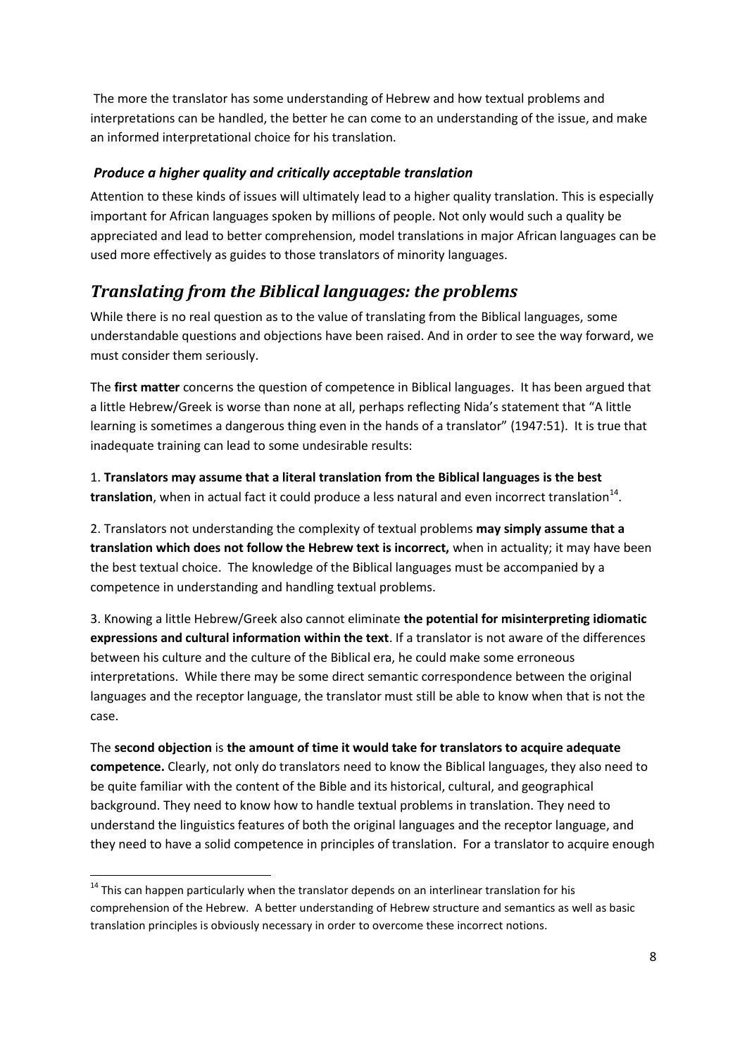The more the translator has some understanding of Hebrew and how textual problems and interpretations can be handled, the better he can come to an understanding of the issue, and make an informed interpretational choice for his translation.

### *Produce a higher quality and critically acceptable translation*

Attention to these kinds of issues will ultimately lead to a higher quality translation. This is especially important for African languages spoken by millions of people. Not only would such a quality be appreciated and lead to better comprehension, model translations in major African languages can be used more effectively as guides to those translators of minority languages.

## *Translating from the Biblical languages: the problems*

While there is no real question as to the value of translating from the Biblical languages, some understandable questions and objections have been raised. And in order to see the way forward, we must consider them seriously.

The **first matter** concerns the question of competence in Biblical languages. It has been argued that a little Hebrew/Greek is worse than none at all, perhaps reflecting Nida's statement that "A little learning is sometimes a dangerous thing even in the hands of a translator" (1947:51). It is true that inadequate training can lead to some undesirable results:

1. **Translators may assume that a literal translation from the Biblical languages is the best translation**, when in actual fact it could produce a less natural and even incorrect translation[14].

2. Translators not understanding the complexity of textual problems **may simply assume that a translation which does not follow the Hebrew text is incorrect,** when in actuality; it may have been the best textual choice. The knowledge of the Biblical languages must be accompanied by a competence in understanding and handling textual problems.

3. Knowing a little Hebrew/Greek also cannot eliminate **the potential for misinterpreting idiomatic expressions and cultural information within the text**. If a translator is not aware of the differences between his culture and the culture of the Biblical era, he could make some erroneous interpretations. While there may be some direct semantic correspondence between the original languages and the receptor language, the translator must still be able to know when that is not the case.

The **second objection** is **the amount of time it would take for translators to acquire adequate competence.** Clearly, not only do translators need to know the Biblical languages, they also need to be quite familiar with the content of the Bible and its historical, cultural, and geographical background. They need to know how to handle textual problems in translation. They need to understand the linguistics features of both the original languages and the receptor language, and they need to have a solid competence in principles of translation. For a translator to acquire enough

---

[14] This can happen particularly when the translator depends on an interlinear translation for his comprehension of the Hebrew. A better understanding of Hebrew structure and semantics as well as basic translation principles is obviously necessary in order to overcome these incorrect notions.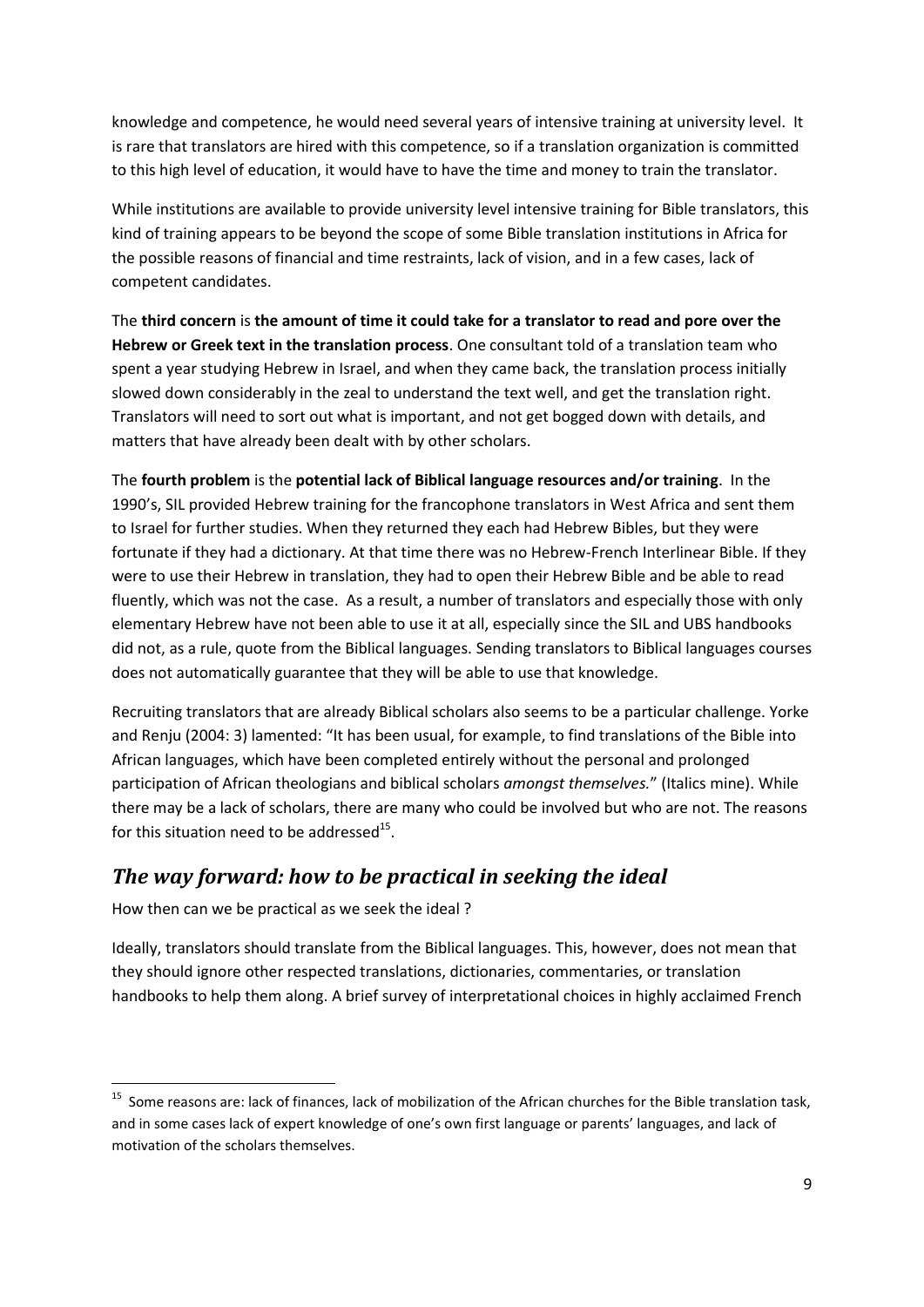knowledge and competence, he would need several years of intensive training at university level. It is rare that translators are hired with this competence, so if a translation organization is committed to this high level of education, it would have to have the time and money to train the translator.

While institutions are available to provide university level intensive training for Bible translators, this kind of training appears to be beyond the scope of some Bible translation institutions in Africa for the possible reasons of financial and time restraints, lack of vision, and in a few cases, lack of competent candidates.

The **third concern** is **the amount of time it could take for a translator to read and pore over the Hebrew or Greek text in the translation process**. One consultant told of a translation team who spent a year studying Hebrew in Israel, and when they came back, the translation process initially slowed down considerably in the zeal to understand the text well, and get the translation right. Translators will need to sort out what is important, and not get bogged down with details, and matters that have already been dealt with by other scholars.

The **fourth problem** is the **potential lack of Biblical language resources and/or training**. In the 1990's, SIL provided Hebrew training for the francophone translators in West Africa and sent them to Israel for further studies. When they returned they each had Hebrew Bibles, but they were fortunate if they had a dictionary. At that time there was no Hebrew-French Interlinear Bible. If they were to use their Hebrew in translation, they had to open their Hebrew Bible and be able to read fluently, which was not the case. As a result, a number of translators and especially those with only elementary Hebrew have not been able to use it at all, especially since the SIL and UBS handbooks did not, as a rule, quote from the Biblical languages. Sending translators to Biblical languages courses does not automatically guarantee that they will be able to use that knowledge.

Recruiting translators that are already Biblical scholars also seems to be a particular challenge. Yorke and Renju (2004: 3) lamented: "It has been usual, for example, to find translations of the Bible into African languages, which have been completed entirely without the personal and prolonged participation of African theologians and biblical scholars *amongst themselves.*" (Italics mine). While there may be a lack of scholars, there are many who could be involved but who are not. The reasons for this situation need to be addressed[15].

## *The way forward: how to be practical in seeking the ideal*

How then can we be practical as we seek the ideal ?

Ideally, translators should translate from the Biblical languages. This, however, does not mean that they should ignore other respected translations, dictionaries, commentaries, or translation handbooks to help them along. A brief survey of interpretational choices in highly acclaimed French

---

[15] Some reasons are: lack of finances, lack of mobilization of the African churches for the Bible translation task, and in some cases lack of expert knowledge of one's own first language or parents' languages, and lack of motivation of the scholars themselves.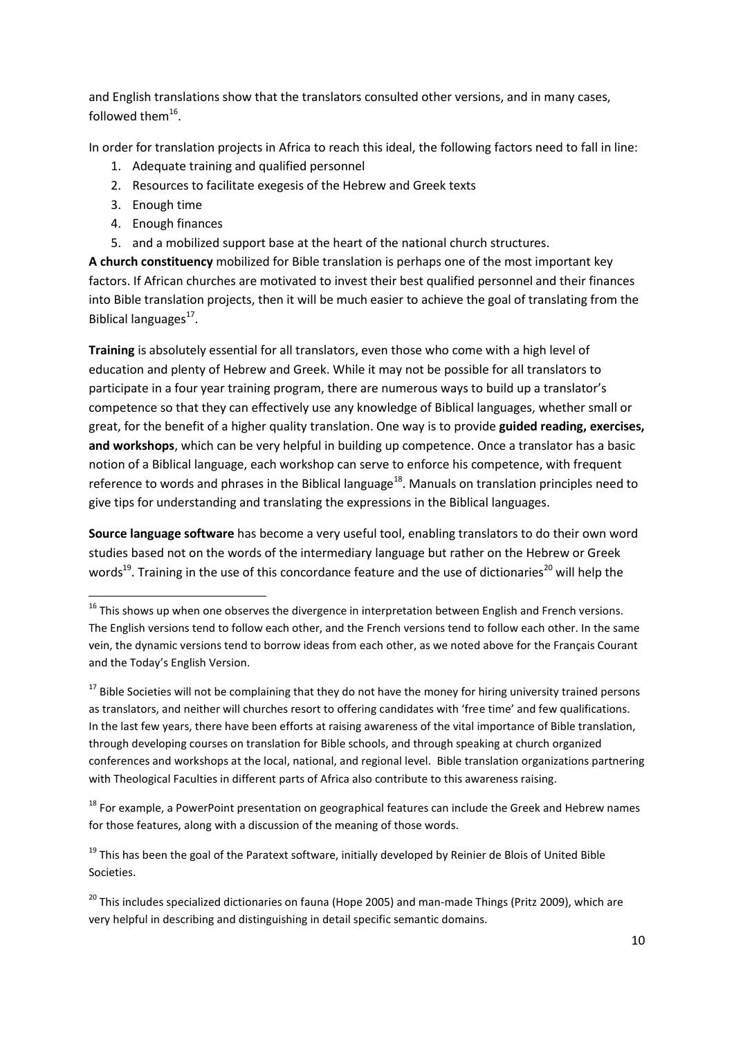and English translations show that the translators consulted other versions, and in many cases, followed them[16].

In order for translation projects in Africa to reach this ideal, the following factors need to fall in line:

1. Adequate training and qualified personnel
2. Resources to facilitate exegesis of the Hebrew and Greek texts
3. Enough time
4. Enough finances
5. and a mobilized support base at the heart of the national church structures.

**A church constituency** mobilized for Bible translation is perhaps one of the most important key factors. If African churches are motivated to invest their best qualified personnel and their finances into Bible translation projects, then it will be much easier to achieve the goal of translating from the Biblical languages[17].

**Training** is absolutely essential for all translators, even those who come with a high level of education and plenty of Hebrew and Greek. While it may not be possible for all translators to participate in a four year training program, there are numerous ways to build up a translator's competence so that they can effectively use any knowledge of Biblical languages, whether small or great, for the benefit of a higher quality translation. One way is to provide **guided reading, exercises, and workshops**, which can be very helpful in building up competence. Once a translator has a basic notion of a Biblical language, each workshop can serve to enforce his competence, with frequent reference to words and phrases in the Biblical language[18]. Manuals on translation principles need to give tips for understanding and translating the expressions in the Biblical languages.

**Source language software** has become a very useful tool, enabling translators to do their own word studies based not on the words of the intermediary language but rather on the Hebrew or Greek words[19]. Training in the use of this concordance feature and the use of dictionaries[20] will help the

---

[16] This shows up when one observes the divergence in interpretation between English and French versions. The English versions tend to follow each other, and the French versions tend to follow each other. In the same vein, the dynamic versions tend to borrow ideas from each other, as we noted above for the Français Courant and the Today's English Version.

[17] Bible Societies will not be complaining that they do not have the money for hiring university trained persons as translators, and neither will churches resort to offering candidates with 'free time' and few qualifications. In the last few years, there have been efforts at raising awareness of the vital importance of Bible translation, through developing courses on translation for Bible schools, and through speaking at church organized conferences and workshops at the local, national, and regional level. Bible translation organizations partnering with Theological Faculties in different parts of Africa also contribute to this awareness raising.

[18] For example, a PowerPoint presentation on geographical features can include the Greek and Hebrew names for those features, along with a discussion of the meaning of those words.

[19] This has been the goal of the Paratext software, initially developed by Reinier de Blois of United Bible Societies.

[20] This includes specialized dictionaries on fauna (Hope 2005) and man-made Things (Pritz 2009), which are very helpful in describing and distinguishing in detail specific semantic domains.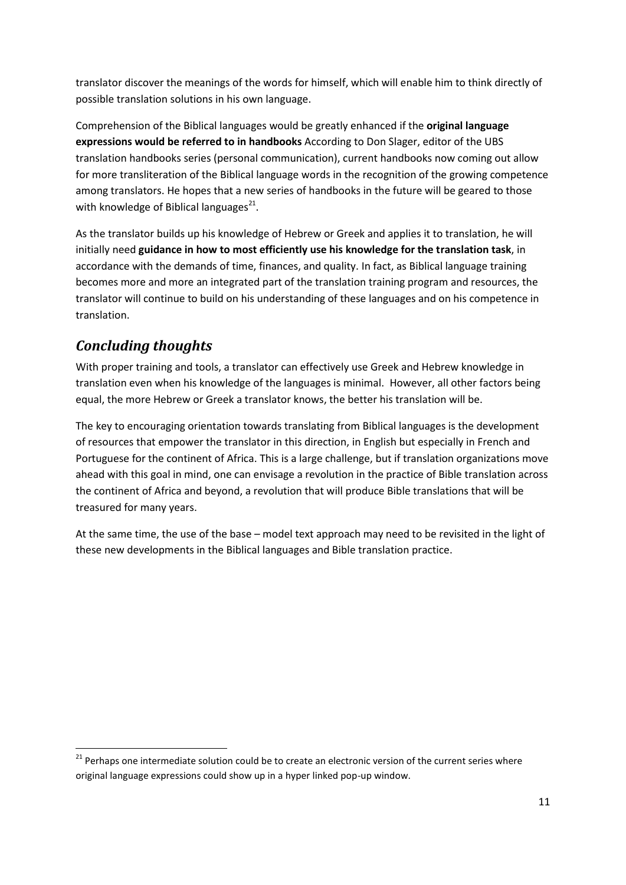translator discover the meanings of the words for himself, which will enable him to think directly of possible translation solutions in his own language.

Comprehension of the Biblical languages would be greatly enhanced if the **original language expressions would be referred to in handbooks** According to Don Slager, editor of the UBS translation handbooks series (personal communication), current handbooks now coming out allow for more transliteration of the Biblical language words in the recognition of the growing competence among translators. He hopes that a new series of handbooks in the future will be geared to those with knowledge of Biblical languages[21].

As the translator builds up his knowledge of Hebrew or Greek and applies it to translation, he will initially need **guidance in how to most efficiently use his knowledge for the translation task**, in accordance with the demands of time, finances, and quality. In fact, as Biblical language training becomes more and more an integrated part of the translation training program and resources, the translator will continue to build on his understanding of these languages and on his competence in translation.

## *Concluding thoughts*

With proper training and tools, a translator can effectively use Greek and Hebrew knowledge in translation even when his knowledge of the languages is minimal. However, all other factors being equal, the more Hebrew or Greek a translator knows, the better his translation will be.

The key to encouraging orientation towards translating from Biblical languages is the development of resources that empower the translator in this direction, in English but especially in French and Portuguese for the continent of Africa. This is a large challenge, but if translation organizations move ahead with this goal in mind, one can envisage a revolution in the practice of Bible translation across the continent of Africa and beyond, a revolution that will produce Bible translations that will be treasured for many years.

At the same time, the use of the base – model text approach may need to be revisited in the light of these new developments in the Biblical languages and Bible translation practice.

---

[21] Perhaps one intermediate solution could be to create an electronic version of the current series where original language expressions could show up in a hyper linked pop-up window.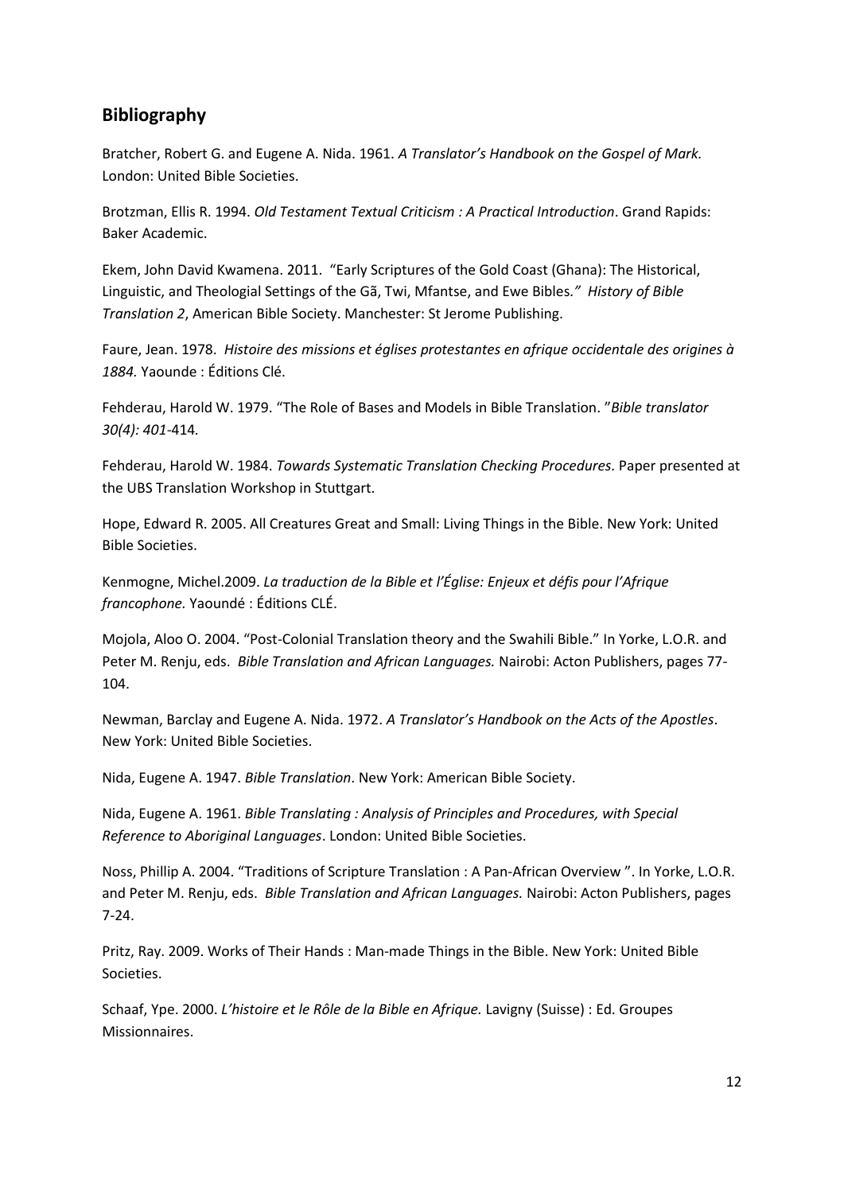## Bibliography

Bratcher, Robert G. and Eugene A. Nida. 1961. *A Translator's Handbook on the Gospel of Mark.* London: United Bible Societies.

Brotzman, Ellis R. 1994. *Old Testament Textual Criticism : A Practical Introduction*. Grand Rapids: Baker Academic.

Ekem, John David Kwamena. 2011. "Early Scriptures of the Gold Coast (Ghana): The Historical, Linguistic, and Theologial Settings of the Gã, Twi, Mfantse, and Ewe Bibles*." History of Bible Translation 2*, American Bible Society. Manchester: St Jerome Publishing.

Faure, Jean. 1978. *Histoire des missions et églises protestantes en afrique occidentale des origines à 1884.* Yaounde : Éditions Clé.

Fehderau, Harold W. 1979. "The Role of Bases and Models in Bible Translation. "*Bible translator 30(4): 401*-414*.*

Fehderau, Harold W. 1984. *Towards Systematic Translation Checking Procedures.* Paper presented at the UBS Translation Workshop in Stuttgart.

Hope, Edward R. 2005. All Creatures Great and Small: Living Things in the Bible. New York: United Bible Societies.

Kenmogne, Michel.2009. *La traduction de la Bible et l'Église: Enjeux et défis pour l'Afrique francophone.* Yaoundé : Éditions CLÉ.

Mojola, Aloo O. 2004. "Post-Colonial Translation theory and the Swahili Bible." In Yorke, L.O.R. and Peter M. Renju, eds. *Bible Translation and African Languages.* Nairobi: Acton Publishers, pages 77-104.

Newman, Barclay and Eugene A. Nida. 1972. *A Translator's Handbook on the Acts of the Apostles*. New York: United Bible Societies.

Nida, Eugene A. 1947. *Bible Translation*. New York: American Bible Society.

Nida, Eugene A. 1961. *Bible Translating : Analysis of Principles and Procedures, with Special Reference to Aboriginal Languages*. London: United Bible Societies.

Noss, Phillip A. 2004. "Traditions of Scripture Translation : A Pan-African Overview ". In Yorke, L.O.R. and Peter M. Renju, eds. *Bible Translation and African Languages.* Nairobi: Acton Publishers, pages 7-24.

Pritz, Ray. 2009. Works of Their Hands : Man-made Things in the Bible. New York: United Bible Societies.

Schaaf, Ype. 2000. *L'histoire et le Rôle de la Bible en Afrique.* Lavigny (Suisse) : Ed. Groupes Missionnaires.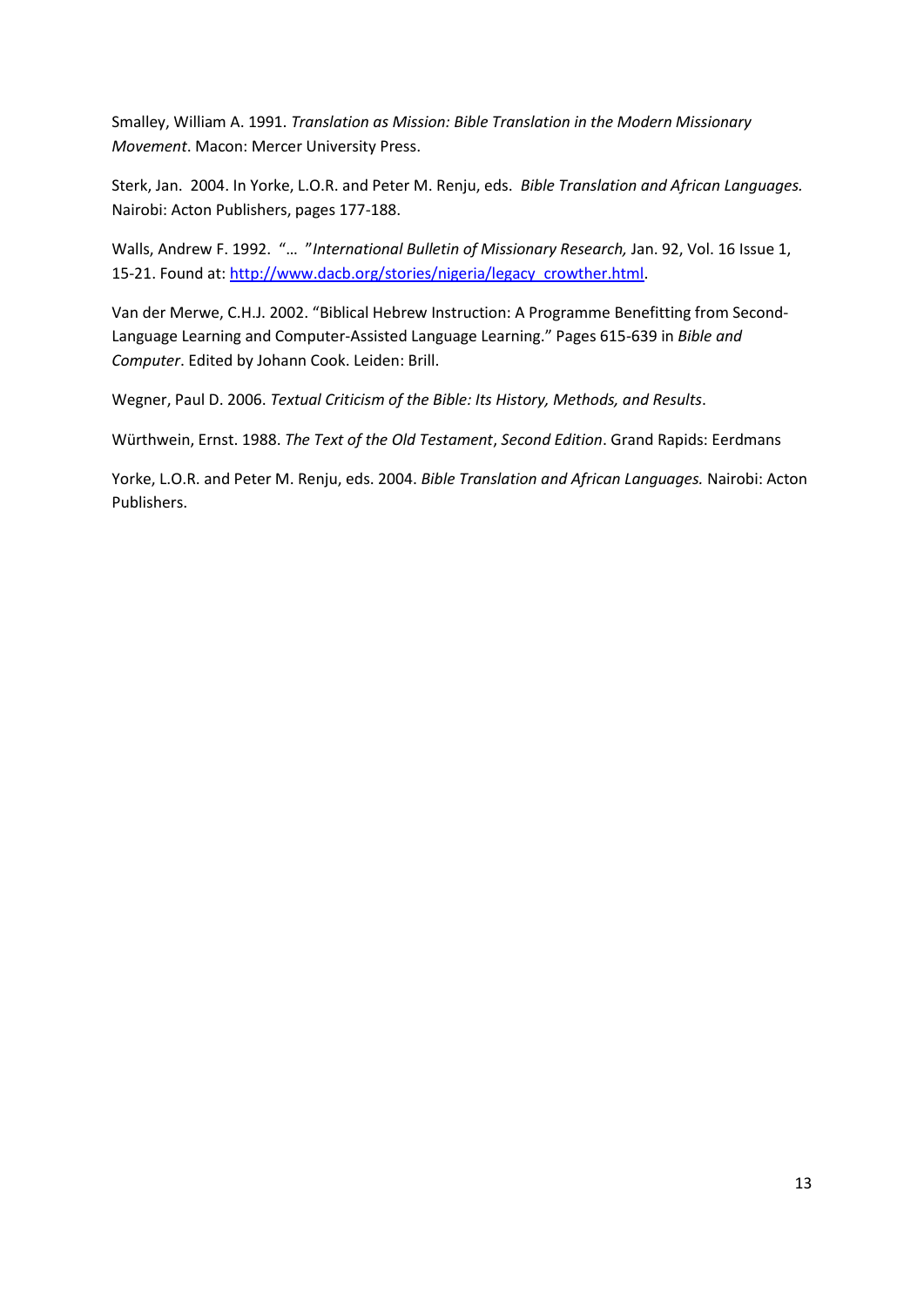Smalley, William A. 1991. *Translation as Mission: Bible Translation in the Modern Missionary Movement*. Macon: Mercer University Press.

Sterk, Jan. 2004. In Yorke, L.O.R. and Peter M. Renju, eds. *Bible Translation and African Languages.* Nairobi: Acton Publishers, pages 177-188.

Walls, Andrew F. 1992. "… "*International Bulletin of Missionary Research,* Jan. 92, Vol. 16 Issue 1, 15-21. Found at: [http://www.dacb.org/stories/nigeria/legacy_crowther.html](http://www.dacb.org/stories/nigeria/legacy_crowther.html).

Van der Merwe, C.H.J. 2002. "Biblical Hebrew Instruction: A Programme Benefitting from Second-Language Learning and Computer-Assisted Language Learning." Pages 615-639 in *Bible and Computer*. Edited by Johann Cook. Leiden: Brill.

Wegner, Paul D. 2006. *Textual Criticism of the Bible: Its History, Methods, and Results*.

Würthwein, Ernst. 1988. *The Text of the Old Testament*, *Second Edition*. Grand Rapids: Eerdmans

Yorke, L.O.R. and Peter M. Renju, eds. 2004. *Bible Translation and African Languages.* Nairobi: Acton Publishers.